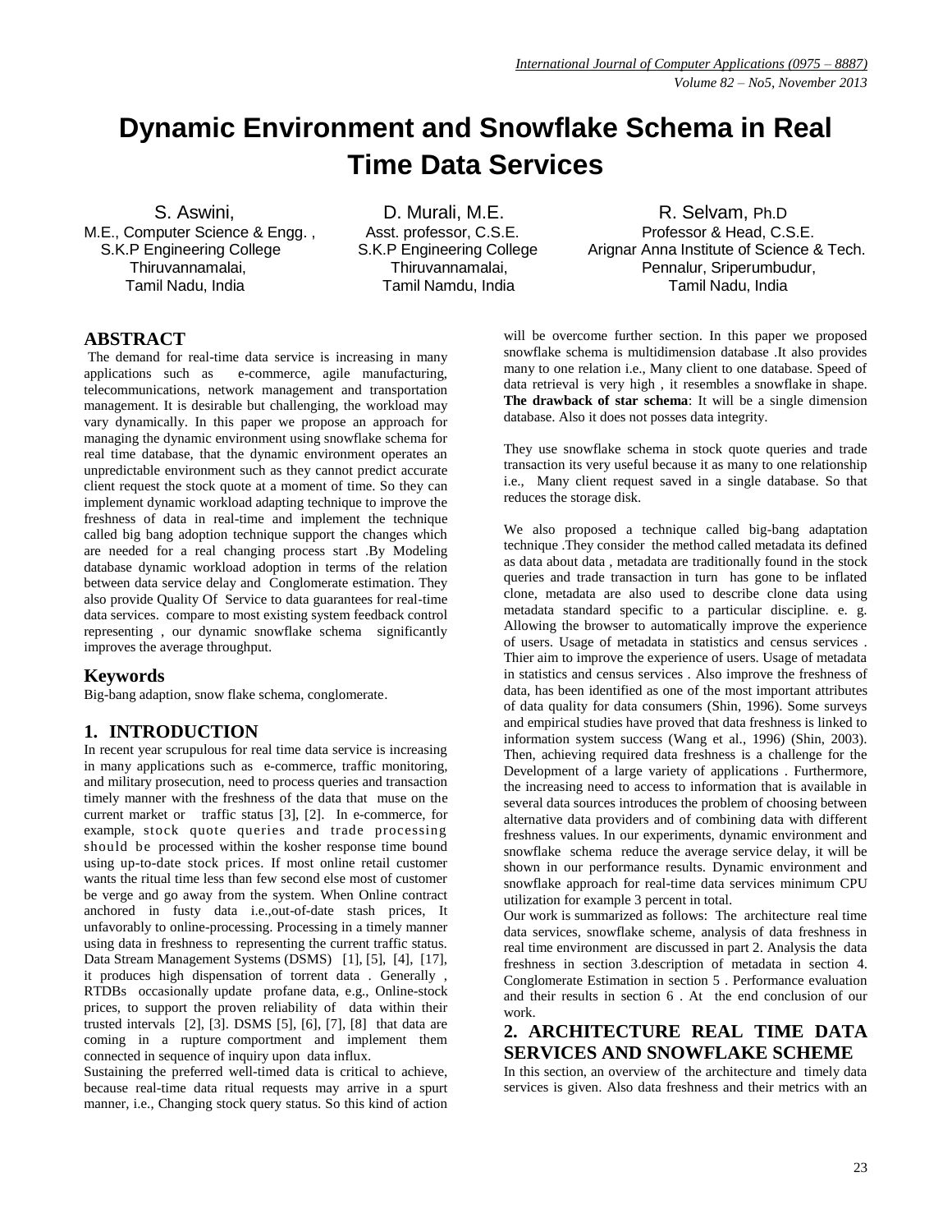# Dynamic Environment and Snowflake Schema in Real Time Data Services

S. Aswini,
M.E., Computer Science & Engg. ,
S.K.P Engineering College
Thiruvannamalai,
Tamil Nadu, India

D. Murali, M.E.
Asst. professor, C.S.E.
S.K.P Engineering College
Thiruvannamalai,
Tamil Namdu, India

R. Selvam, Ph.D
Professor & Head, C.S.E.
Arignar Anna Institute of Science & Tech.
Pennalur, Sriperumbudur,
Tamil Nadu, India

## ABSTRACT

The demand for real-time data service is increasing in many applications such as e-commerce, agile manufacturing, telecommunications, network management and transportation management. It is desirable but challenging, the workload may vary dynamically. In this paper we propose an approach for managing the dynamic environment using snowflake schema for real time database, that the dynamic environment operates an unpredictable environment such as they cannot predict accurate client request the stock quote at a moment of time. So they can implement dynamic workload adapting technique to improve the freshness of data in real-time and implement the technique called big bang adoption technique support the changes which are needed for a real changing process start .By Modeling database dynamic workload adoption in terms of the relation between data service delay and Conglomerate estimation. They also provide Quality Of Service to data guarantees for real-time data services. compare to most existing system feedback control representing , our dynamic snowflake schema significantly improves the average throughput.

## Keywords

Big-bang adaption, snow flake schema, conglomerate.

## 1. INTRODUCTION

In recent year scrupulous for real time data service is increasing in many applications such as e-commerce, traffic monitoring, and military prosecution, need to process queries and transaction timely manner with the freshness of the data that muse on the current market or traffic status [3], [2]. In e-commerce, for example, stock quote queries and trade processing should be processed within the kosher response time bound using up-to-date stock prices. If most online retail customer wants the ritual time less than few second else most of customer be verge and go away from the system. When Online contract anchored in fusty data i.e.,out-of-date stash prices, It unfavorably to online-processing. Processing in a timely manner using data in freshness to representing the current traffic status. Data Stream Management Systems (DSMS) [1], [5], [4], [17], it produces high dispensation of torrent data . Generally , RTDBs occasionally update profane data, e.g., Online-stock prices, to support the proven reliability of data within their trusted intervals [2], [3]. DSMS [5], [6], [7], [8] that data are coming in a rupture comportment and implement them connected in sequence of inquiry upon data influx.

Sustaining the preferred well-timed data is critical to achieve, because real-time data ritual requests may arrive in a spurt manner, i.e., Changing stock query status. So this kind of action will be overcome further section. In this paper we proposed snowflake schema is multidimension database .It also provides many to one relation i.e., Many client to one database. Speed of data retrieval is very high , it resembles a snowflake in shape. **The drawback of star schema**: It will be a single dimension database. Also it does not posses data integrity.

They use snowflake schema in stock quote queries and trade transaction its very useful because it as many to one relationship i.e., Many client request saved in a single database. So that reduces the storage disk.

We also proposed a technique called big-bang adaptation technique .They consider the method called metadata its defined as data about data , metadata are traditionally found in the stock queries and trade transaction in turn has gone to be inflated clone, metadata are also used to describe clone data using metadata standard specific to a particular discipline. e. g. Allowing the browser to automatically improve the experience of users. Usage of metadata in statistics and census services . Thier aim to improve the experience of users. Usage of metadata in statistics and census services . Also improve the freshness of data, has been identified as one of the most important attributes of data quality for data consumers (Shin, 1996). Some surveys and empirical studies have proved that data freshness is linked to information system success (Wang et al., 1996) (Shin, 2003). Then, achieving required data freshness is a challenge for the Development of a large variety of applications . Furthermore, the increasing need to access to information that is available in several data sources introduces the problem of choosing between alternative data providers and of combining data with different freshness values. In our experiments, dynamic environment and snowflake schema reduce the average service delay, it will be shown in our performance results. Dynamic environment and snowflake approach for real-time data services minimum CPU utilization for example 3 percent in total.

Our work is summarized as follows: The architecture real time data services, snowflake scheme, analysis of data freshness in real time environment are discussed in part 2. Analysis the data freshness in section 3.description of metadata in section 4. Conglomerate Estimation in section 5 . Performance evaluation and their results in section 6 . At the end conclusion of our work.

## 2. ARCHITECTURE REAL TIME DATA SERVICES AND SNOWFLAKE SCHEME

In this section, an overview of the architecture and timely data services is given. Also data freshness and their metrics with an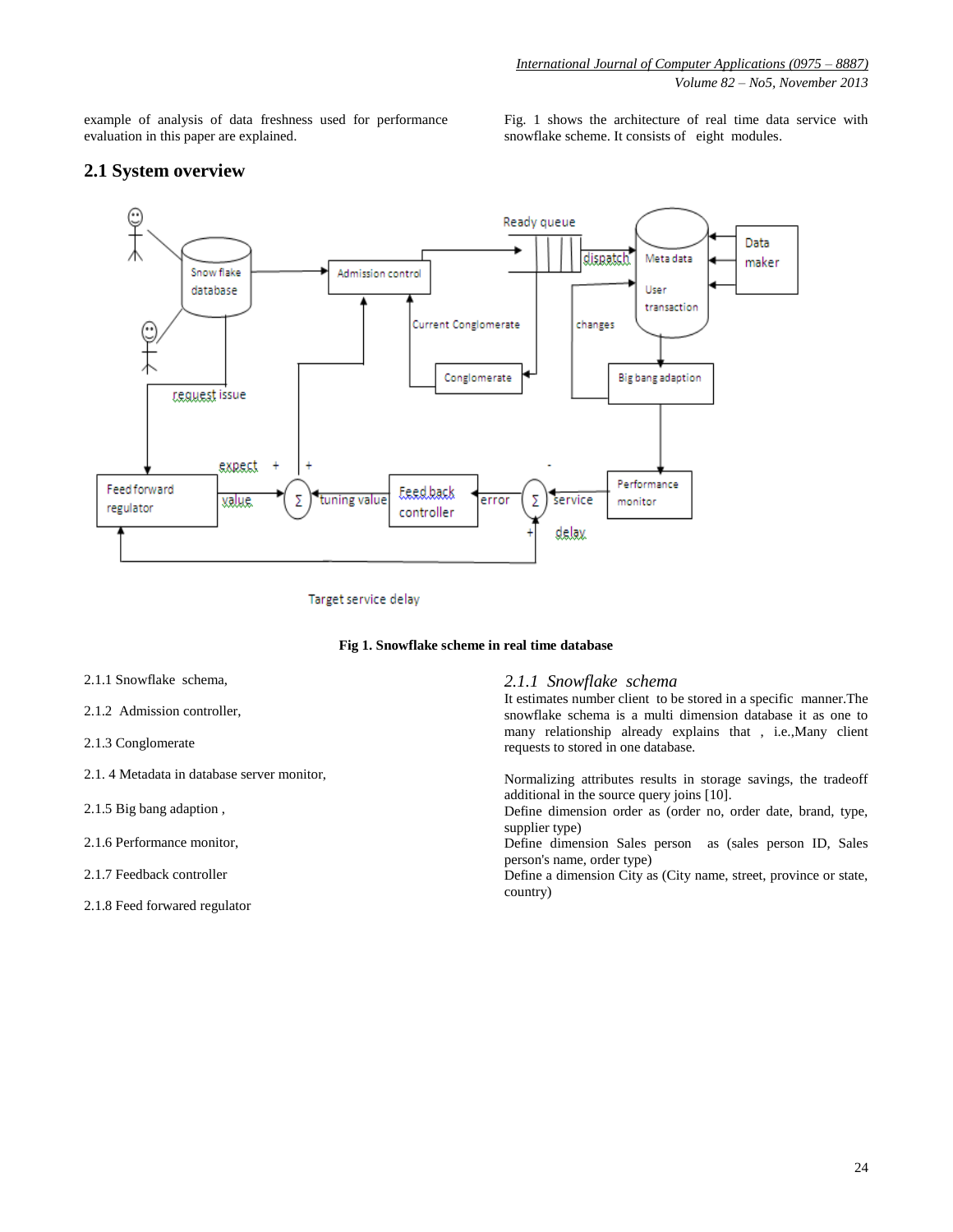example of analysis of data freshness used for performance evaluation in this paper are explained.

Fig. 1 shows the architecture of real time data service with snowflake scheme. It consists of eight modules.

## 2.1 System overview

**Fig 1. Snowflake scheme in real time database**

2.1.1 Snowflake schema,

2.1.2 Admission controller,

2.1.3 Conglomerate

2.1. 4 Metadata in database server monitor,

2.1.5 Big bang adaption ,

2.1.6 Performance monitor,

2.1.7 Feedback controller

2.1.8 Feed forwared regulator

### *2.1.1 Snowflake schema*

It estimates number client to be stored in a specific manner.The snowflake schema is a multi dimension database it as one to many relationship already explains that , i.e.,Many client requests to stored in one database.

Normalizing attributes results in storage savings, the tradeoff additional in the source query joins [10].
Define dimension order as (order no, order date, brand, type, supplier type)
Define dimension Sales person as (sales person ID, Sales person's name, order type)
Define a dimension City as (City name, street, province or state, country)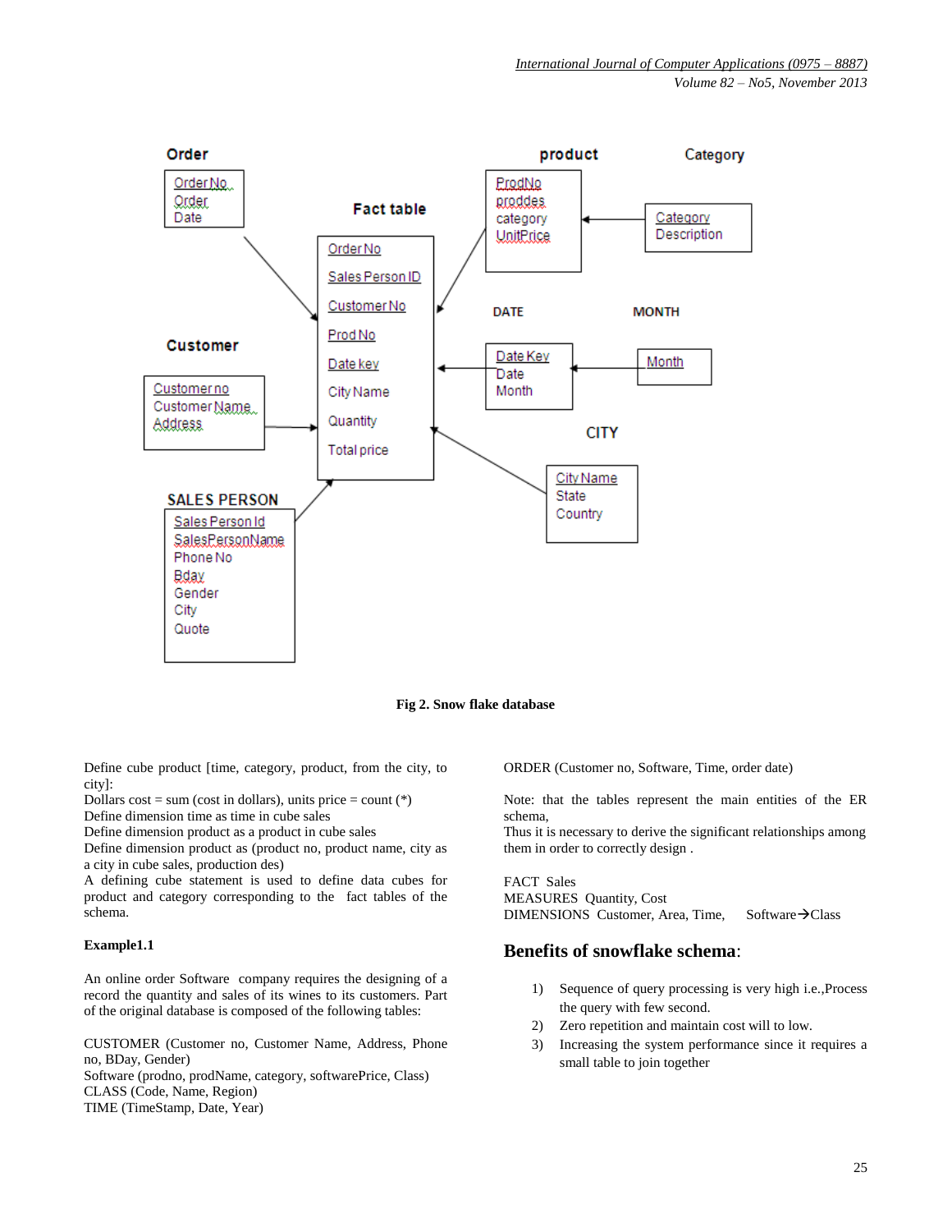**Fig 2. Snow flake database**

Define cube product [time, category, product, from the city, to city]:

Dollars cost = sum (cost in dollars), units price = count (*)

Define dimension time as time in cube sales

Define dimension product as a product in cube sales

Define dimension product as (product no, product name, city as a city in cube sales, production des)

A defining cube statement is used to define data cubes for product and category corresponding to the fact tables of the schema.

**Example1.1**

An online order Software company requires the designing of a record the quantity and sales of its wines to its customers. Part of the original database is composed of the following tables:

CUSTOMER (Customer no, Customer Name, Address, Phone no, BDay, Gender)
Software (prodno, prodName, category, softwarePrice, Class)
CLASS (Code, Name, Region)
TIME (TimeStamp, Date, Year)

ORDER (Customer no, Software, Time, order date)

Note: that the tables represent the main entities of the ER schema,
Thus it is necessary to derive the significant relationships among them in order to correctly design .

FACT Sales
MEASURES Quantity, Cost
DIMENSIONS Customer, Area, Time, Software→Class

## Benefits of snowflake schema:

1) Sequence of query processing is very high i.e.,Process the query with few second.
2) Zero repetition and maintain cost will to low.
3) Increasing the system performance since it requires a small table to join together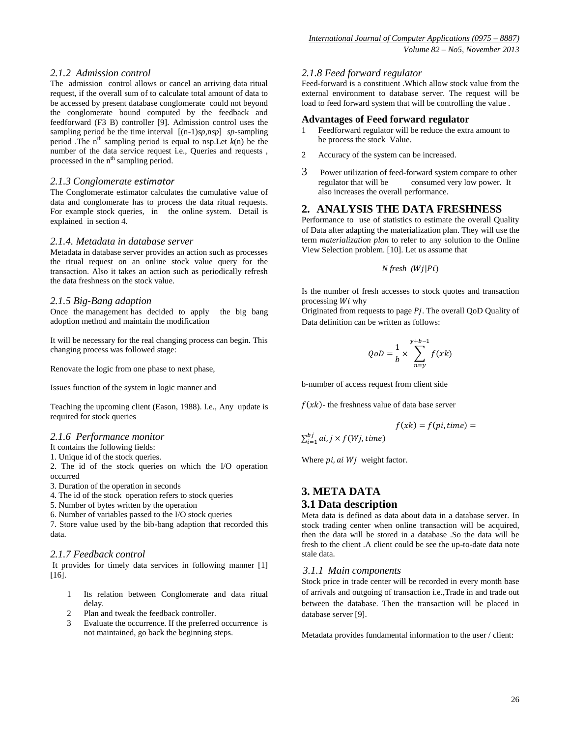### 2.1.2 Admission control

The admission control allows or cancel an arriving data ritual request, if the overall sum of to calculate total amount of data to be accessed by present database conglomerate could not beyond the conglomerate bound computed by the feedback and feedforward (F3 B) controller [9]. Admission control uses the sampling period be the time interval [(n-1)*sp*,n*sp*] *sp*-sampling period .The $n^{th}$ sampling period is equal to nsp.Let *k*(n) be the number of the data service request i.e., Queries and requests , processed in the $n^{th}$ sampling period.

### 2.1.3 Conglomerate estimator

The Conglomerate estimator calculates the cumulative value of data and conglomerate has to process the data ritual requests. For example stock queries, in the online system. Detail is explained in section 4.

### 2.1.4. Metadata in database server

Metadata in database server provides an action such as processes the ritual request on an online stock value query for the transaction. Also it takes an action such as periodically refresh the data freshness on the stock value.

### 2.1.5 Big-Bang adaption

Once the management has decided to apply the big bang adoption method and maintain the modification

It will be necessary for the real changing process can begin. This changing process was followed stage:

Renovate the logic from one phase to next phase,

Issues function of the system in logic manner and

Teaching the upcoming client (Eason, 1988). I.e., Any update is required for stock queries

### 2.1.6 Performance monitor

It contains the following fields:

1. Unique id of the stock queries.
2. The id of the stock queries on which the I/O operation occurred
3. Duration of the operation in seconds
4. The id of the stock operation refers to stock queries
5. Number of bytes written by the operation
6. Number of variables passed to the I/O stock queries
7. Store value used by the bib-bang adaption that recorded this data.

### 2.1.7 Feedback control

It provides for timely data services in following manner [1] [16].

1. Its relation between Conglomerate and data ritual delay.
2. Plan and tweak the feedback controller.
3. Evaluate the occurrence. If the preferred occurrence is not maintained, go back the beginning steps.

### 2.1.8 Feed forward regulator

Feed-forward is a constituent .Which allow stock value from the external environment to database server. The request will be load to feed forward system that will be controlling the value .

### Advantages of Feed forward regulator

1. Feedforward regulator will be reduce the extra amount to be process the stock Value.
2. Accuracy of the system can be increased.
3. Power utilization of feed-forward system compare to other regulator that will be consumed very low power. It also increases the overall performance.

## 2. ANALYSIS THE DATA FRESHNESS

Performance to use of statistics to estimate the overall Quality of Data after adapting the materialization plan. They will use the term *materialization plan* to refer to any solution to the Online View Selection problem. [10]. Let us assume that

$$N\ fresh\ (Wj|Pi)$$

Is the number of fresh accesses to stock quotes and transaction processing $Wi$ why

Originated from requests to page $Pj$. The overall QoD Quality of Data definition can be written as follows:

$$QoD = \frac{1}{b} \times \sum_{n=y}^{y+b-1} f(xk)$$

b-number of access request from client side

$f(xk)$- the freshness value of data base server

$$f(xk) = f(pi, time) = \sum_{i=1}^{bj} ai, j \times f(Wj, time)$$

Where $pi, ai\ Wj$ weight factor.

## 3. META DATA

## 3.1 Data description

Meta data is defined as data about data in a database server. In stock trading center when online transaction will be acquired, then the data will be stored in a database .So the data will be fresh to the client .A client could be see the up-to-date data note stale data.

### 3.1.1 Main components

Stock price in trade center will be recorded in every month base of arrivals and outgoing of transaction i.e.,Trade in and trade out between the database. Then the transaction will be placed in database server [9].

Metadata provides fundamental information to the user / client: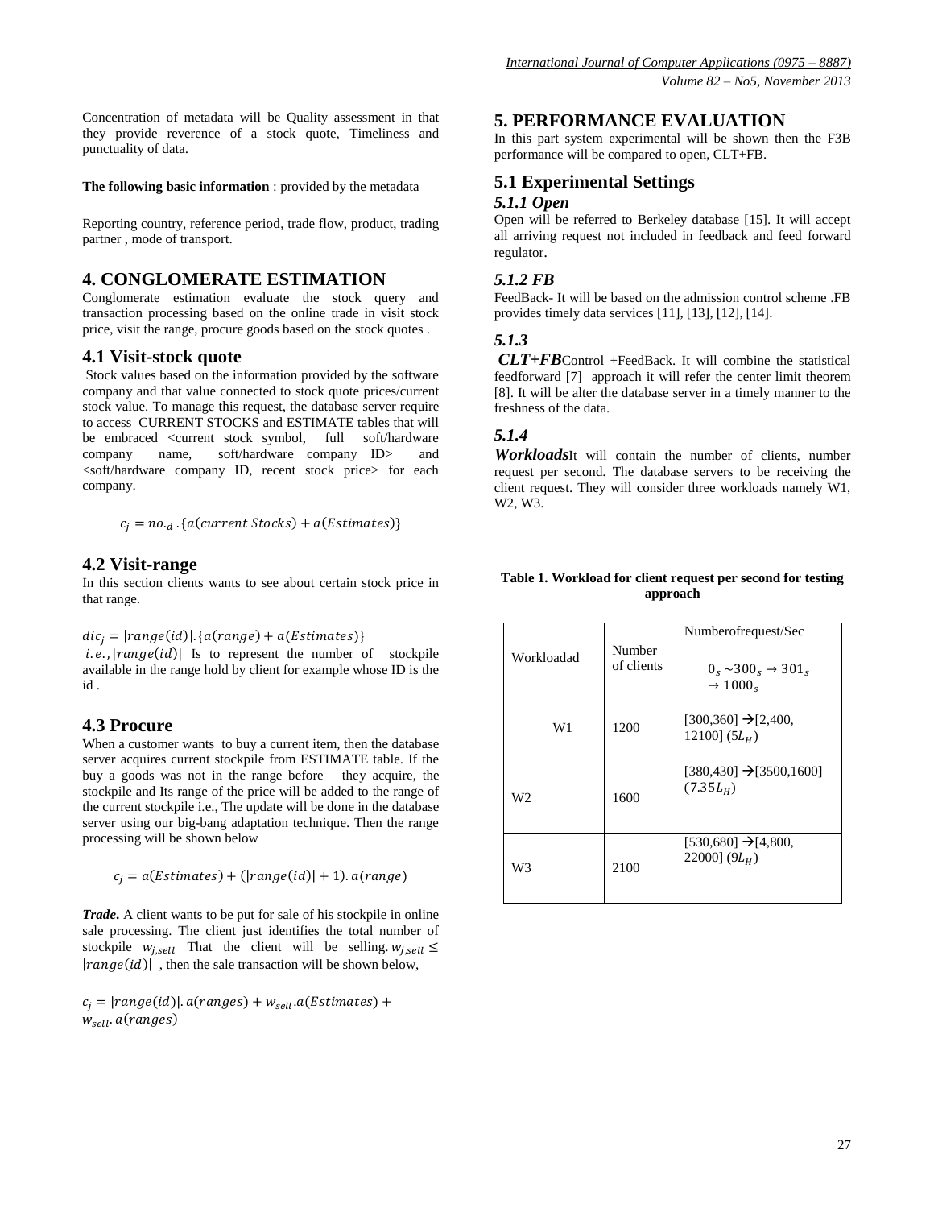Concentration of metadata will be Quality assessment in that they provide reverence of a stock quote, Timeliness and punctuality of data.

**The following basic information** : provided by the metadata

Reporting country, reference period, trade flow, product, trading partner , mode of transport.

## 4. CONGLOMERATE ESTIMATION

Conglomerate estimation evaluate the stock query and transaction processing based on the online trade in visit stock price, visit the range, procure goods based on the stock quotes .

### 4.1 Visit-stock quote

Stock values based on the information provided by the software company and that value connected to stock quote prices/current stock value. To manage this request, the database server require to access CURRENT STOCKS and ESTIMATE tables that will be embraced <current stock symbol, full soft/hardware company name, soft/hardware company ID> and <soft/hardware company ID, recent stock price> for each company.

$$c_j = no._d . \{a(current\ Stocks) + a(Estimates)\}$$

### 4.2 Visit-range

In this section clients wants to see about certain stock price in that range.

$$dic_j = |range(id)|.\{a(range) + a(Estimates)\}$$

$i.e., |range(id)|$ Is to represent the number of stockpile available in the range hold by client for example whose ID is the id .

### 4.3 Procure

When a customer wants to buy a current item, then the database server acquires current stockpile from ESTIMATE table. If the buy a goods was not in the range before they acquire, the stockpile and Its range of the price will be added to the range of the current stockpile i.e., The update will be done in the database server using our big-bang adaptation technique. Then the range processing will be shown below

$$c_j = a(Estimates) + (|range(id)| + 1). a(range)$$

***Trade*****.** A client wants to be put for sale of his stockpile in online sale processing. The client just identifies the total number of stockpile $w_{j,sell}$ That the client will be selling. $w_{j,sell} \leq |range(id)|$ , then the sale transaction will be shown below,

$$c_j = |range(id)|. a(ranges) + w_{sell}.a(Estimates) + w_{sell}. a(ranges)$$

## 5. PERFORMANCE EVALUATION

In this part system experimental will be shown then the F3B performance will be compared to open, CLT+FB.

### 5.1 Experimental Settings

#### *5.1.1 Open*

Open will be referred to Berkeley database [15]. It will accept all arriving request not included in feedback and feed forward regulator.

#### *5.1.2 FB*

FeedBack- It will be based on the admission control scheme .FB provides timely data services [11], [13], [12], [14].

#### *5.1.3*

***CLT+FB***Control +FeedBack. It will combine the statistical feedforward [7] approach it will refer the center limit theorem [8]. It will be alter the database server in a timely manner to the freshness of the data.

#### *5.1.4*

***Workloads***It will contain the number of clients, number request per second. The database servers to be receiving the client request. They will consider three workloads namely W1, W2, W3.

**Table 1. Workload for client request per second for testing approach**

| Workloadad | Number of clients | Numberofrequest/Sec $0_s \sim 300_s \rightarrow 301_s \rightarrow 1000_s$ |
|---|---|---|
| W1 | 1200 | [300,360] →[2,400, 12100] ($5L_H$) |
| W2 | 1600 | [380,430] →[3500,1600] ($7.35L_H$) |
| W3 | 2100 | [530,680] →[4,800, 22000] ($9L_H$) |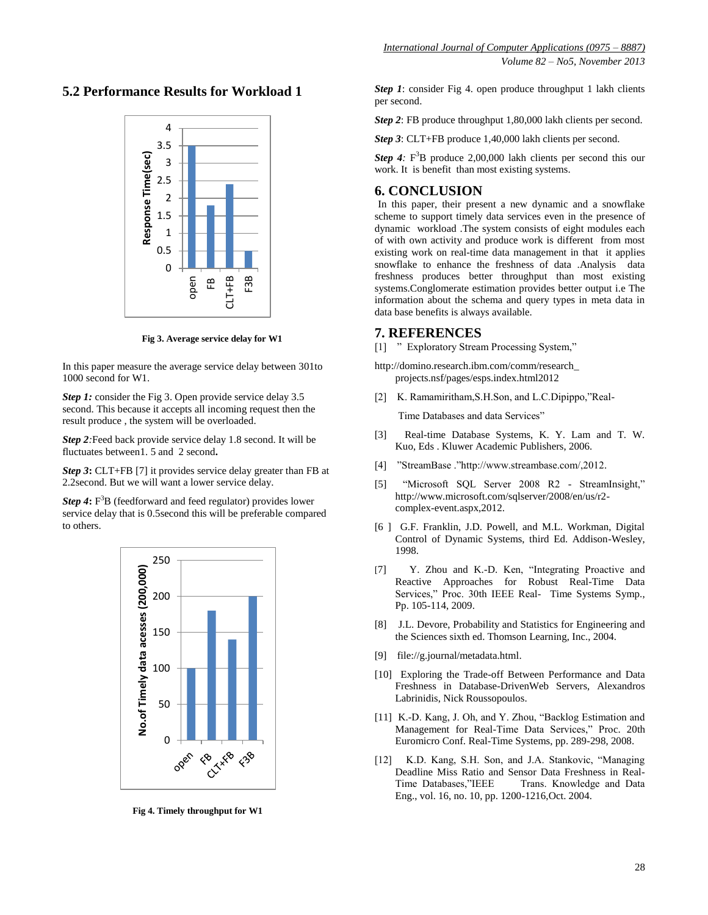### 5.2 Performance Results for Workload 1

Fig 3. Average service delay for W1

In this paper measure the average service delay between 301to 1000 second for W1.

***Step 1:*** consider the Fig 3. Open provide service delay 3.5 second. This because it accepts all incoming request then the result produce , the system will be overloaded.

***Step 2****:*Feed back provide service delay 1.8 second. It will be fluctuates between1. 5 and 2 second**.**

***Step 3*****:** CLT+FB [7] it provides service delay greater than FB at 2.2second. But we will want a lower service delay.

***Step 4*****:** $F^3B$ (feedforward and feed regulator) provides lower service delay that is 0.5second this will be preferable compared to others.

Fig 4. Timely throughput for W1

***Step 1***: consider Fig 4. open produce throughput 1 lakh clients per second.

***Step 2***: FB produce throughput 1,80,000 lakh clients per second.

***Step 3***: CLT+FB produce 1,40,000 lakh clients per second.

***Step 4****:* $F^3B$ produce 2,00,000 lakh clients per second this our work. It is benefit than most existing systems.

## 6. CONCLUSION

In this paper, their present a new dynamic and a snowflake scheme to support timely data services even in the presence of dynamic workload .The system consists of eight modules each of with own activity and produce work is different from most existing work on real-time data management in that it applies snowflake to enhance the freshness of data .Analysis data freshness produces better throughput than most existing systems.Conglomerate estimation provides better output i.e The information about the schema and query types in meta data in data base benefits is always available.

## 7. REFERENCES

[1] " Exploratory Stream Processing System,"

http://domino.research.ibm.com/comm/research_projects.nsf/pages/esps.index.html2012

[2] K. Ramamiritham,S.H.Son, and L.C.Dipippo,"Real-Time Databases and data Services"

[3] Real-time Database Systems, K. Y. Lam and T. W. Kuo, Eds . Kluwer Academic Publishers, 2006.

[4] "StreamBase ."http://www.streambase.com/,2012.

[5] "Microsoft SQL Server 2008 R2 - StreamInsight," http://www.microsoft.com/sqlserver/2008/en/us/r2-complex-event.aspx,2012.

[6 ] G.F. Franklin, J.D. Powell, and M.L. Workman, Digital Control of Dynamic Systems, third Ed. Addison-Wesley, 1998.

[7] Y. Zhou and K.-D. Ken, "Integrating Proactive and Reactive Approaches for Robust Real-Time Data Services," Proc. 30th IEEE Real- Time Systems Symp., Pp. 105-114, 2009.

[8] J.L. Devore, Probability and Statistics for Engineering and the Sciences sixth ed. Thomson Learning, Inc., 2004.

[9] file://g.journal/metadata.html.

[10] Exploring the Trade-off Between Performance and Data Freshness in Database-DrivenWeb Servers, Alexandros Labrinidis, Nick Roussopoulos.

[11] K.-D. Kang, J. Oh, and Y. Zhou, "Backlog Estimation and Management for Real-Time Data Services," Proc. 20th Euromicro Conf. Real-Time Systems, pp. 289-298, 2008.

[12] K.D. Kang, S.H. Son, and J.A. Stankovic, "Managing Deadline Miss Ratio and Sensor Data Freshness in Real-Time Databases,"IEEE Trans. Knowledge and Data Eng., vol. 16, no. 10, pp. 1200-1216,Oct. 2004.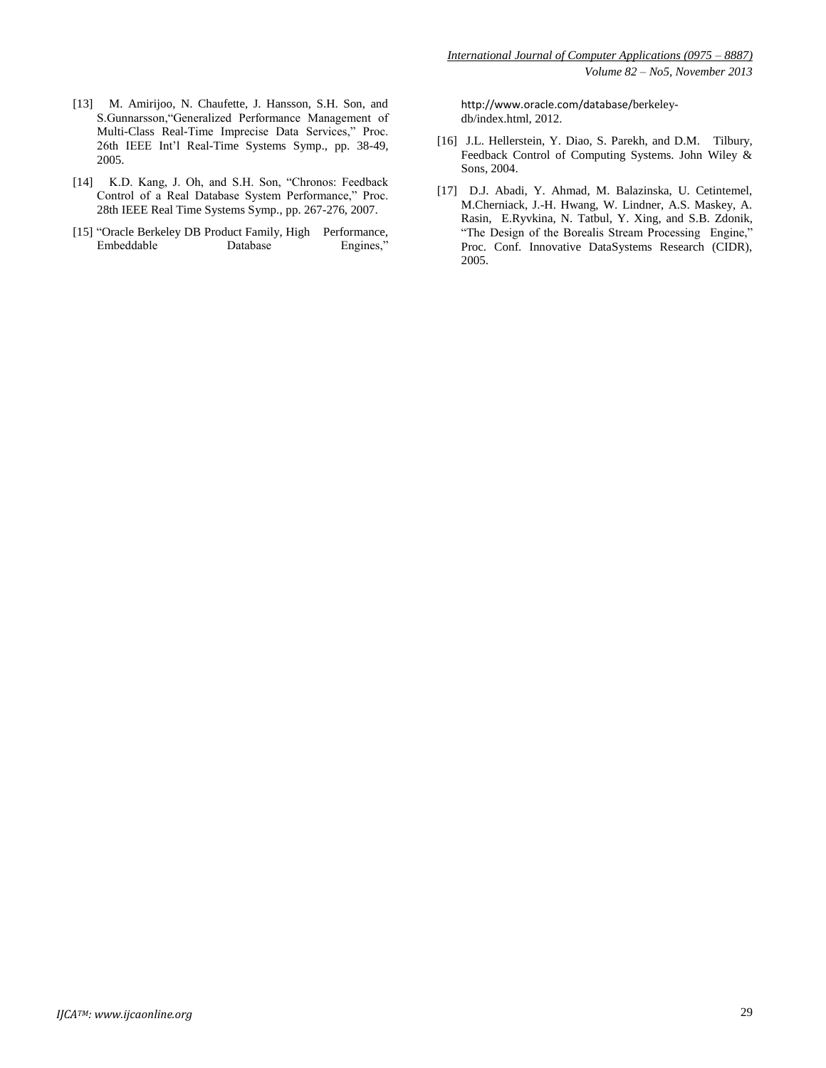[13] M. Amirijoo, N. Chaufette, J. Hansson, S.H. Son, and S.Gunnarsson,"Generalized Performance Management of Multi-Class Real-Time Imprecise Data Services," Proc. 26th IEEE Int'l Real-Time Systems Symp., pp. 38-49, 2005.

[14] K.D. Kang, J. Oh, and S.H. Son, "Chronos: Feedback Control of a Real Database System Performance," Proc. 28th IEEE Real Time Systems Symp., pp. 267-276, 2007.

[15] "Oracle Berkeley DB Product Family, High Performance, Embeddable Database Engines," http://www.oracle.com/database/berkeley-db/index.html, 2012.

[16] J.L. Hellerstein, Y. Diao, S. Parekh, and D.M. Tilbury, Feedback Control of Computing Systems. John Wiley & Sons, 2004.

[17] D.J. Abadi, Y. Ahmad, M. Balazinska, U. Cetintemel, M.Cherniack, J.-H. Hwang, W. Lindner, A.S. Maskey, A. Rasin, E.Ryvkina, N. Tatbul, Y. Xing, and S.B. Zdonik, "The Design of the Borealis Stream Processing Engine," Proc. Conf. Innovative DataSystems Research (CIDR), 2005.